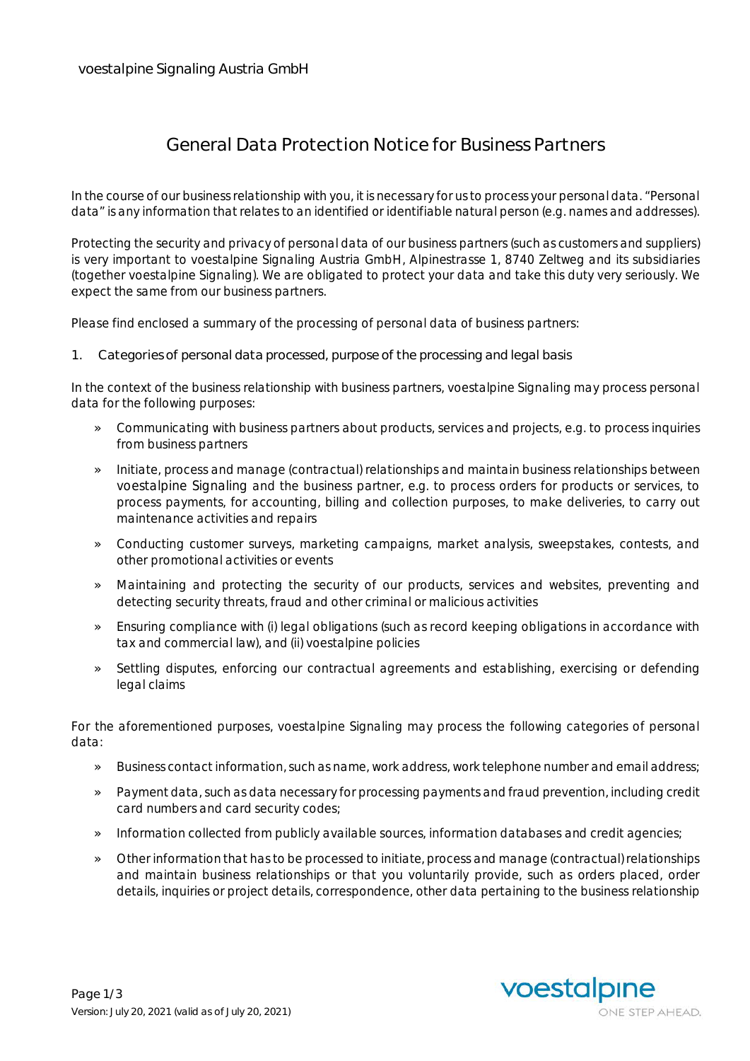voestalpine Signaling Austria GmbH

# General Data Protection Notice for Business Partners

In the course of our business relationship with you, it is necessary for us to process your personal data. "Personal data" is any information that relates to an identified or identifiable natural person (e.g. names and addresses).

Protecting the security and privacy of personal data of our business partners (such as customers and suppliers) is very important to voestalpine Signaling Austria GmbH, Alpinestrasse 1, 8740 Zeltweg and its subsidiaries (together voestalpine Signaling). We are obligated to protect your data and take this duty very seriously. We expect the same from our business partners.

Please find enclosed a summary of the processing of personal data of business partners:

## 1. Categories of personal data processed, purpose of the processing and legal basis

In the context of the business relationship with business partners, voestalpine Signaling may process personal data for the following purposes:

- Communicating with business partners about products, services and projects, e.g. to process inquiries from business partners
- Initiate, process and manage (contractual) relationships and maintain business relationships between voestalpine Signaling and the business partner, e.g. to process orders for products or services, to process payments, for accounting, billing and collection purposes, to make deliveries, to carry out maintenance activities and repairs
- Conducting customer surveys, marketing campaigns, market analysis, sweepstakes, contests, and other promotional activities or events
- Maintaining and protecting the security of our products, services and websites, preventing and detecting security threats, fraud and other criminal or malicious activities
- Ensuring compliance with (i) legal obligations (such as record keeping obligations in accordance with tax and commercial law), and (ii) voestalpine policies
- Settling disputes, enforcing our contractual agreements and establishing, exercising or defending legal claims

For the aforementioned purposes, voestalpine Signaling may process the following categories of personal data:

- Business contact information, such as name, work address, work telephone number and email address;
- Payment data, such as data necessary for processing payments and fraud prevention, including credit card numbers and card security codes;
- Information collected from publicly available sources, information databases and credit agencies;
- Other information that has to be processed to initiate, process and manage (contractual) relationships and maintain business relationships or that you voluntarily provide, such as orders placed, order details, inquiries or project details, correspondence, other data pertaining to the business relationship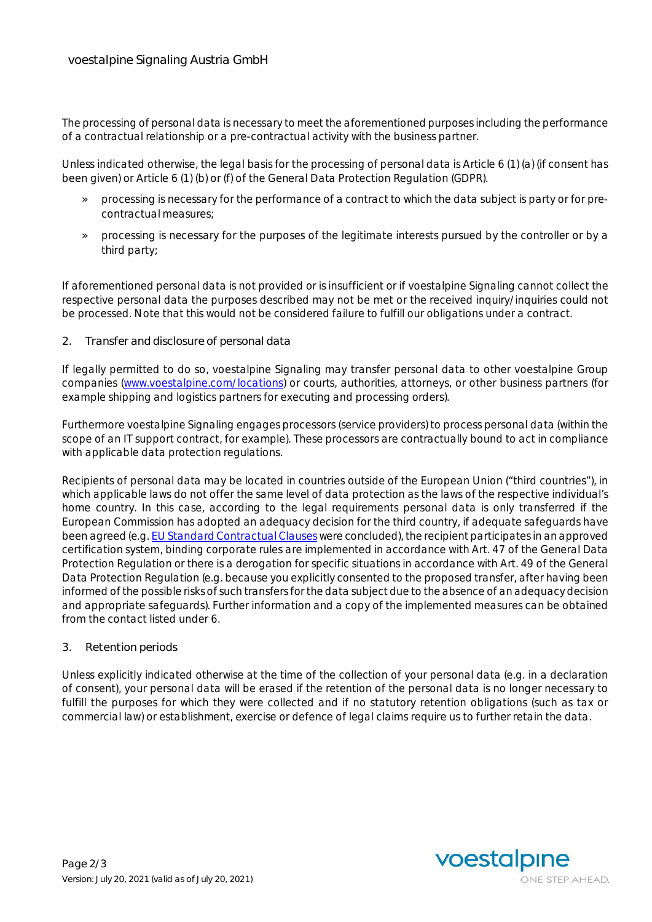The processing of personal data is necessary to meet the aforementioned purposes including the performance of a contractual relationship or a pre-contractual activity with the business partner.

Unless indicated otherwise, the legal basis for the processing of personal data is Article 6 (1) (a) (if consent has been given) or Article 6 (1) (b) or (f) of the General Data Protection Regulation (GDPR).

» processing is necessary for the performance of a contract to which the data subject is party or for pre-contractual measures;

» processing is necessary for the purposes of the legitimate interests pursued by the controller or by a third party;

If aforementioned personal data is not provided or is insufficient or if voestalpine Signaling cannot collect the respective personal data the purposes described may not be met or the received inquiry/inquiries could not be processed. Note that this would not be considered failure to fulfill our obligations under a contract.

## 2. Transfer and disclosure of personal data

If legally permitted to do so, voestalpine Signaling may transfer personal data to other voestalpine Group companies (www.voestalpine.com/locations) or courts, authorities, attorneys, or other business partners (for example shipping and logistics partners for executing and processing orders).

Furthermore voestalpine Signaling engages processors (service providers) to process personal data (within the scope of an IT support contract, for example). These processors are contractually bound to act in compliance with applicable data protection regulations.

Recipients of personal data may be located in countries outside of the European Union ("third countries"), in which applicable laws do not offer the same level of data protection as the laws of the respective individual's home country. In this case, according to the legal requirements personal data is only transferred if the European Commission has adopted an adequacy decision for the third country, if adequate safeguards have been agreed (e.g. EU Standard Contractual Clauses were concluded), the recipient participates in an approved certification system, binding corporate rules are implemented in accordance with Art. 47 of the General Data Protection Regulation or there is a derogation for specific situations in accordance with Art. 49 of the General Data Protection Regulation (e.g. because you explicitly consented to the proposed transfer, after having been informed of the possible risks of such transfers for the data subject due to the absence of an adequacy decision and appropriate safeguards). Further information and a copy of the implemented measures can be obtained from the contact listed under 6.

## 3. Retention periods

Unless explicitly indicated otherwise at the time of the collection of your personal data (e.g. in a declaration of consent), your personal data will be erased if the retention of the personal data is no longer necessary to fulfill the purposes for which they were collected and if no statutory retention obligations (such as tax or commercial law) or establishment, exercise or defence of legal claims require us to further retain the data.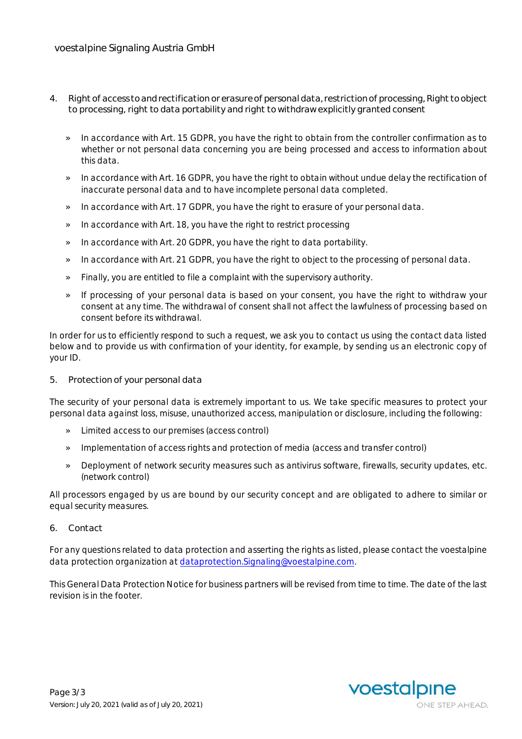## 4. Right of access to and rectification or erasure of personal data, restriction of processing, Right to object to processing, right to data portability and right to withdraw explicitly granted consent

- In accordance with Art. 15 GDPR, you have the right to obtain from the controller confirmation as to whether or not personal data concerning you are being processed and access to information about this data.
- In accordance with Art. 16 GDPR, you have the right to obtain without undue delay the rectification of inaccurate personal data and to have incomplete personal data completed.
- In accordance with Art. 17 GDPR, you have the right to erasure of your personal data.
- In accordance with Art. 18, you have the right to restrict processing
- In accordance with Art. 20 GDPR, you have the right to data portability.
- In accordance with Art. 21 GDPR, you have the right to object to the processing of personal data.
- Finally, you are entitled to file a complaint with the supervisory authority.
- If processing of your personal data is based on your consent, you have the right to withdraw your consent at any time. The withdrawal of consent shall not affect the lawfulness of processing based on consent before its withdrawal.

In order for us to efficiently respond to such a request, we ask you to contact us using the contact data listed below and to provide us with confirmation of your identity, for example, by sending us an electronic copy of your ID.

## 5. Protection of your personal data

The security of your personal data is extremely important to us. We take specific measures to protect your personal data against loss, misuse, unauthorized access, manipulation or disclosure, including the following:

- Limited access to our premises (access control)
- Implementation of access rights and protection of media (access and transfer control)
- Deployment of network security measures such as antivirus software, firewalls, security updates, etc. (network control)

All processors engaged by us are bound by our security concept and are obligated to adhere to similar or equal security measures.

## 6. Contact

For any questions related to data protection and asserting the rights as listed, please contact the voestalpine data protection organization at dataprotection.Signaling@voestalpine.com.

This General Data Protection Notice for business partners will be revised from time to time. The date of the last revision is in the footer.

Version: July 20, 2021 (valid as of July 20, 2021)